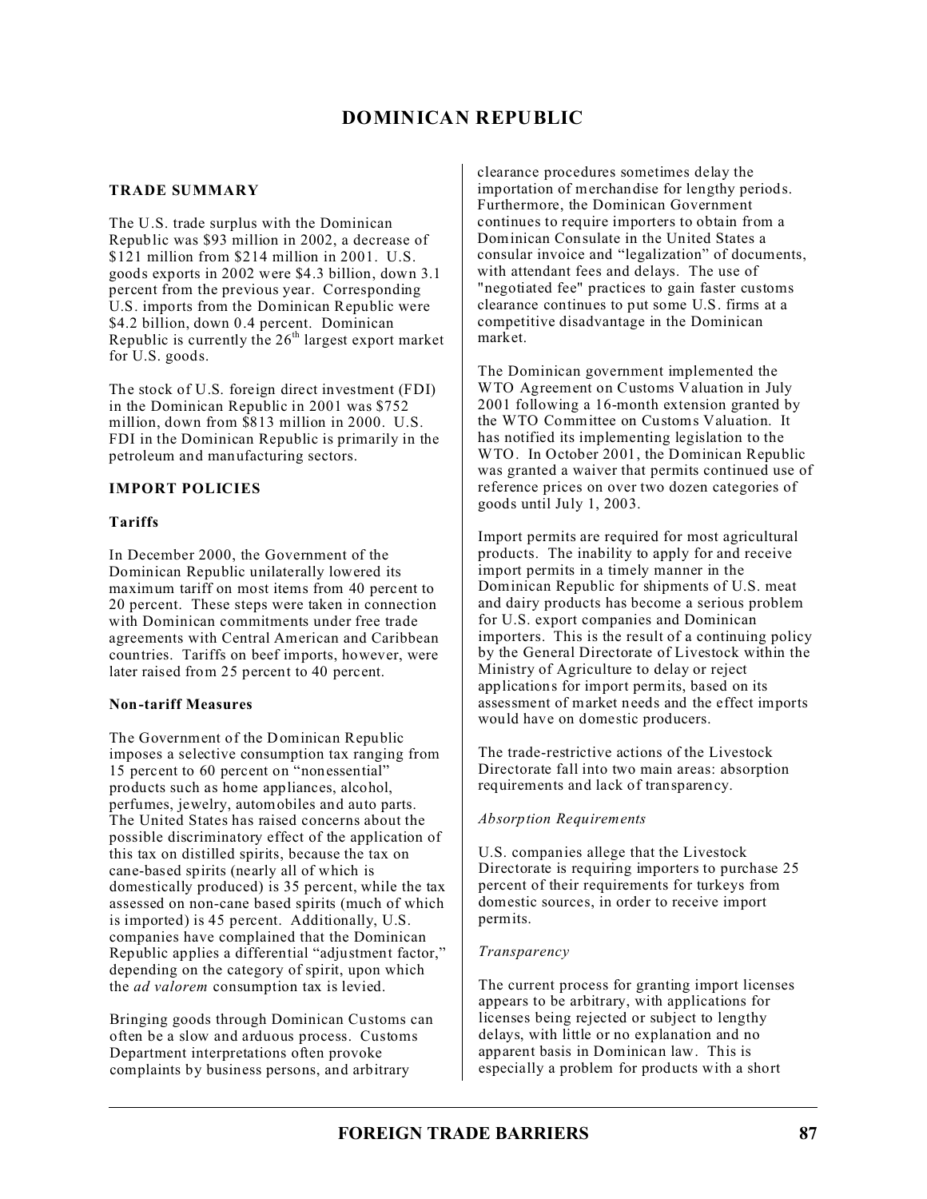# DOMINICAN REPUBLIC

## TRADE SUMMARY

The U.S. trade surplus with the Dominican Republic was $93 million in 2002, a decrease of $121 million from $214 million in 2001. U.S. goods exports in 2002 were $4.3 billion, down 3.1 percent from the previous year. Corresponding U.S. imports from the Dominican Republic were $4.2 billion, down 0.4 percent. Dominican Republic is currently the 26th largest export market for U.S. goods.

The stock of U.S. foreign direct investment (FDI) in the Dominican Republic in 2001 was $752 million, down from $813 million in 2000. U.S. FDI in the Dominican Republic is primarily in the petroleum and manufacturing sectors.

## IMPORT POLICIES

### Tariffs

In December 2000, the Government of the Dominican Republic unilaterally lowered its maximum tariff on most items from 40 percent to 20 percent. These steps were taken in connection with Dominican commitments under free trade agreements with Central American and Caribbean countries. Tariffs on beef imports, however, were later raised from 25 percent to 40 percent.

### Non-tariff Measures

The Government of the Dominican Republic imposes a selective consumption tax ranging from 15 percent to 60 percent on "nonessential" products such as home appliances, alcohol, perfumes, jewelry, automobiles and auto parts. The United States has raised concerns about the possible discriminatory effect of the application of this tax on distilled spirits, because the tax on cane-based spirits (nearly all of which is domestically produced) is 35 percent, while the tax assessed on non-cane based spirits (much of which is imported) is 45 percent. Additionally, U.S. companies have complained that the Dominican Republic applies a differential "adjustment factor," depending on the category of spirit, upon which the *ad valorem* consumption tax is levied.

Bringing goods through Dominican Customs can often be a slow and arduous process. Customs Department interpretations often provoke complaints by business persons, and arbitrary clearance procedures sometimes delay the importation of merchandise for lengthy periods. Furthermore, the Dominican Government continues to require importers to obtain from a Dominican Consulate in the United States a consular invoice and "legalization" of documents, with attendant fees and delays. The use of "negotiated fee" practices to gain faster customs clearance continues to put some U.S. firms at a competitive disadvantage in the Dominican market.

The Dominican government implemented the WTO Agreement on Customs Valuation in July 2001 following a 16-month extension granted by the WTO Committee on Customs Valuation. It has notified its implementing legislation to the WTO. In October 2001, the Dominican Republic was granted a waiver that permits continued use of reference prices on over two dozen categories of goods until July 1, 2003.

Import permits are required for most agricultural products. The inability to apply for and receive import permits in a timely manner in the Dominican Republic for shipments of U.S. meat and dairy products has become a serious problem for U.S. export companies and Dominican importers. This is the result of a continuing policy by the General Directorate of Livestock within the Ministry of Agriculture to delay or reject applications for import permits, based on its assessment of market needs and the effect imports would have on domestic producers.

The trade-restrictive actions of the Livestock Directorate fall into two main areas: absorption requirements and lack of transparency.

*Absorption Requirements*

U.S. companies allege that the Livestock Directorate is requiring importers to purchase 25 percent of their requirements for turkeys from domestic sources, in order to receive import permits.

*Transparency*

The current process for granting import licenses appears to be arbitrary, with applications for licenses being rejected or subject to lengthy delays, with little or no explanation and no apparent basis in Dominican law. This is especially a problem for products with a short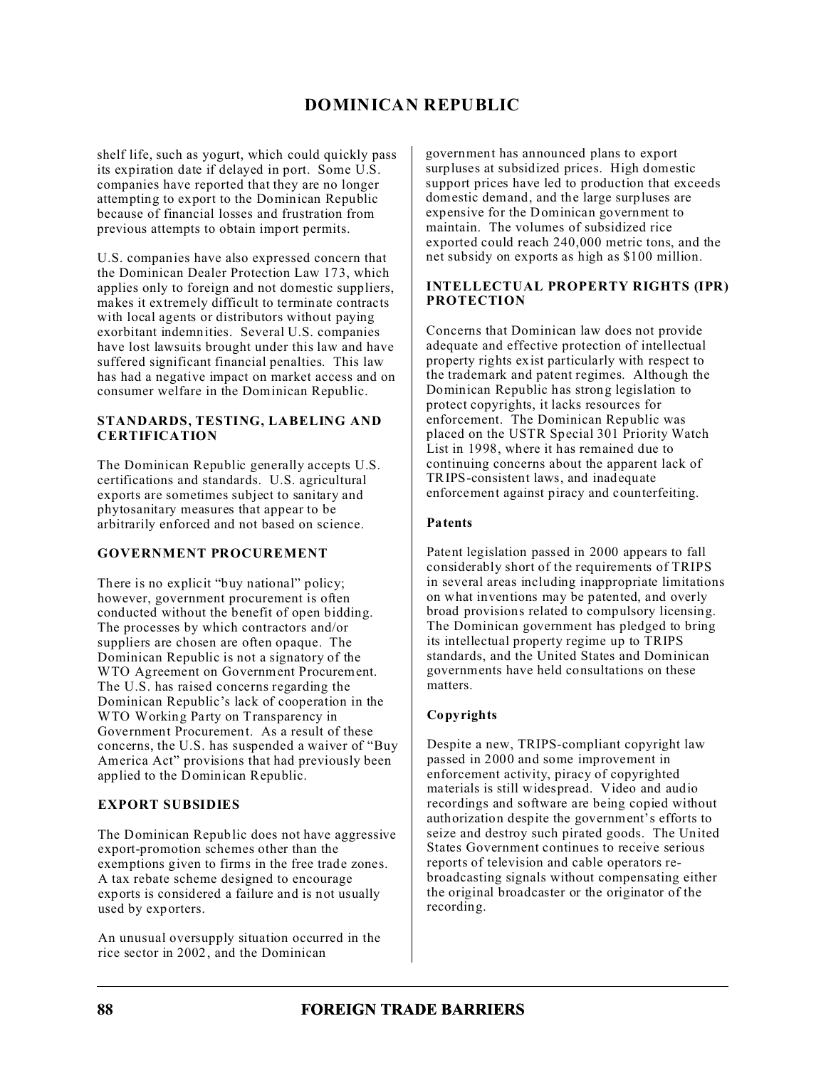shelf life, such as yogurt, which could quickly pass its expiration date if delayed in port. Some U.S. companies have reported that they are no longer attempting to export to the Dominican Republic because of financial losses and frustration from previous attempts to obtain import permits.

U.S. companies have also expressed concern that the Dominican Dealer Protection Law 173, which applies only to foreign and not domestic suppliers, makes it extremely difficult to terminate contracts with local agents or distributors without paying exorbitant indemnities. Several U.S. companies have lost lawsuits brought under this law and have suffered significant financial penalties. This law has had a negative impact on market access and on consumer welfare in the Dominican Republic.

### STANDARDS, TESTING, LABELING AND CERTIFICATION

The Dominican Republic generally accepts U.S. certifications and standards. U.S. agricultural exports are sometimes subject to sanitary and phytosanitary measures that appear to be arbitrarily enforced and not based on science.

### GOVERNMENT PROCUREMENT

There is no explicit "buy national" policy; however, government procurement is often conducted without the benefit of open bidding. The processes by which contractors and/or suppliers are chosen are often opaque. The Dominican Republic is not a signatory of the WTO Agreement on Government Procurement. The U.S. has raised concerns regarding the Dominican Republic's lack of cooperation in the WTO Working Party on Transparency in Government Procurement. As a result of these concerns, the U.S. has suspended a waiver of "Buy America Act" provisions that had previously been applied to the Dominican Republic.

### EXPORT SUBSIDIES

The Dominican Republic does not have aggressive export-promotion schemes other than the exemptions given to firms in the free trade zones. A tax rebate scheme designed to encourage exports is considered a failure and is not usually used by exporters.

An unusual oversupply situation occurred in the rice sector in 2002, and the Dominican government has announced plans to export surpluses at subsidized prices. High domestic support prices have led to production that exceeds domestic demand, and the large surpluses are expensive for the Dominican government to maintain. The volumes of subsidized rice exported could reach 240,000 metric tons, and the net subsidy on exports as high as $100 million.

### INTELLECTUAL PROPERTY RIGHTS (IPR) PROTECTION

Concerns that Dominican law does not provide adequate and effective protection of intellectual property rights exist particularly with respect to the trademark and patent regimes. Although the Dominican Republic has strong legislation to protect copyrights, it lacks resources for enforcement. The Dominican Republic was placed on the USTR Special 301 Priority Watch List in 1998, where it has remained due to continuing concerns about the apparent lack of TRIPS-consistent laws, and inadequate enforcement against piracy and counterfeiting.

#### Patents

Patent legislation passed in 2000 appears to fall considerably short of the requirements of TRIPS in several areas including inappropriate limitations on what inventions may be patented, and overly broad provisions related to compulsory licensing. The Dominican government has pledged to bring its intellectual property regime up to TRIPS standards, and the United States and Dominican governments have held consultations on these matters.

#### Copyrights

Despite a new, TRIPS-compliant copyright law passed in 2000 and some improvement in enforcement activity, piracy of copyrighted materials is still widespread. Video and audio recordings and software are being copied without authorization despite the government's efforts to seize and destroy such pirated goods. The United States Government continues to receive serious reports of television and cable operators re-broadcasting signals without compensating either the original broadcaster or the originator of the recording.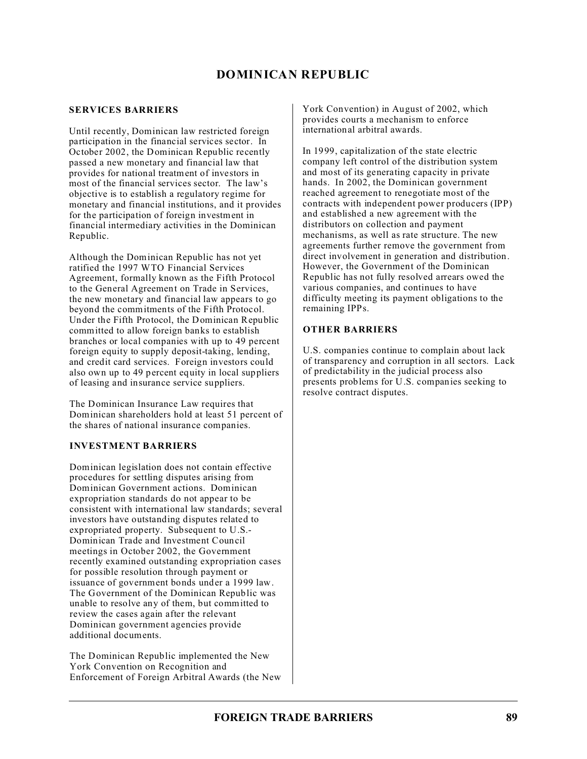# DOMINICAN REPUBLIC

### SERVICES BARRIERS

Until recently, Dominican law restricted foreign participation in the financial services sector. In October 2002, the Dominican Republic recently passed a new monetary and financial law that provides for national treatment of investors in most of the financial services sector. The law's objective is to establish a regulatory regime for monetary and financial institutions, and it provides for the participation of foreign investment in financial intermediary activities in the Dominican Republic.

Although the Dominican Republic has not yet ratified the 1997 WTO Financial Services Agreement, formally known as the Fifth Protocol to the General Agreement on Trade in Services, the new monetary and financial law appears to go beyond the commitments of the Fifth Protocol. Under the Fifth Protocol, the Dominican Republic committed to allow foreign banks to establish branches or local companies with up to 49 percent foreign equity to supply deposit-taking, lending, and credit card services. Foreign investors could also own up to 49 percent equity in local suppliers of leasing and insurance service suppliers.

The Dominican Insurance Law requires that Dominican shareholders hold at least 51 percent of the shares of national insurance companies.

### INVESTMENT BARRIERS

Dominican legislation does not contain effective procedures for settling disputes arising from Dominican Government actions. Dominican expropriation standards do not appear to be consistent with international law standards; several investors have outstanding disputes related to expropriated property. Subsequent to U.S.-Dominican Trade and Investment Council meetings in October 2002, the Government recently examined outstanding expropriation cases for possible resolution through payment or issuance of government bonds under a 1999 law. The Government of the Dominican Republic was unable to resolve any of them, but committed to review the cases again after the relevant Dominican government agencies provide additional documents.

The Dominican Republic implemented the New York Convention on Recognition and Enforcement of Foreign Arbitral Awards (the New York Convention) in August of 2002, which provides courts a mechanism to enforce international arbitral awards.

In 1999, capitalization of the state electric company left control of the distribution system and most of its generating capacity in private hands. In 2002, the Dominican government reached agreement to renegotiate most of the contracts with independent power producers (IPP) and established a new agreement with the distributors on collection and payment mechanisms, as well as rate structure. The new agreements further remove the government from direct involvement in generation and distribution. However, the Government of the Dominican Republic has not fully resolved arrears owed the various companies, and continues to have difficulty meeting its payment obligations to the remaining IPPs.

### OTHER BARRIERS

U.S. companies continue to complain about lack of transparency and corruption in all sectors. Lack of predictability in the judicial process also presents problems for U.S. companies seeking to resolve contract disputes.